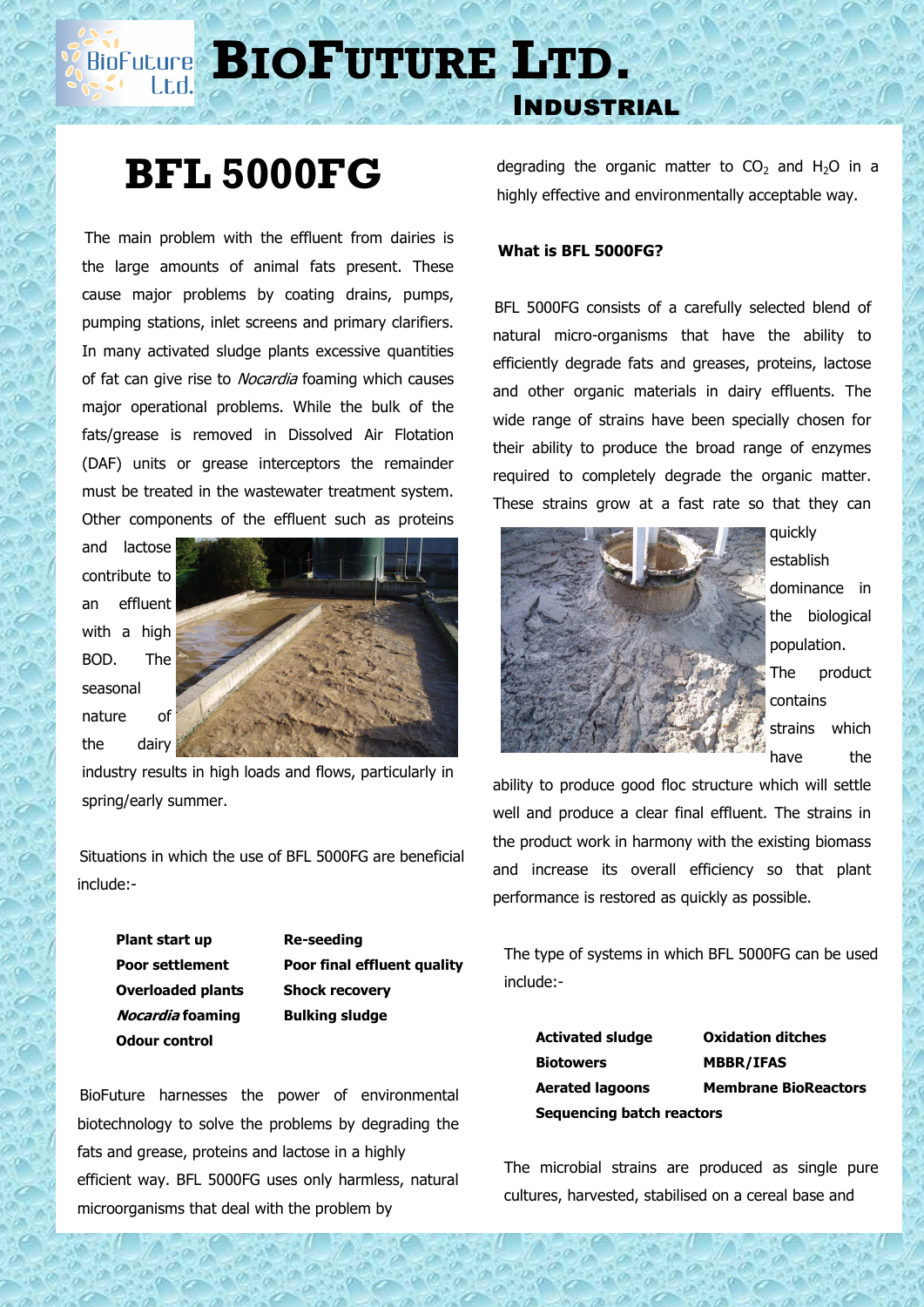# BIOFUTURE LTD.

## INDUSTRIAL

# BFL 5000FG

The main problem with the effluent from dairies is the large amounts of animal fats present. These cause major problems by coating drains, pumps, pumping stations, inlet screens and primary clarifiers. In many activated sludge plants excessive quantities of fat can give rise to *Nocardia* foaming which causes major operational problems. While the bulk of the fats/grease is removed in Dissolved Air Flotation (DAF) units or grease interceptors the remainder must be treated in the wastewater treatment system. Other components of the effluent such as proteins and lactose contribute to an effluent with a high BOD. The seasonal nature of the dairy industry results in high loads and flows, particularly in spring/early summer.

Situations in which the use of BFL 5000FG are beneficial include:-

| | |
|---|---|
| **Plant start up** | **Re-seeding** |
| **Poor settlement** | **Poor final effluent quality** |
| **Overloaded plants** | **Shock recovery** |
| ***Nocardia* foaming** | **Bulking sludge** |
| **Odour control** | |

BioFuture harnesses the power of environmental biotechnology to solve the problems by degrading the fats and grease, proteins and lactose in a highly efficient way. BFL 5000FG uses only harmless, natural microorganisms that deal with the problem by degrading the organic matter to $CO_2$ and $H_2O$ in a highly effective and environmentally acceptable way.

**What is BFL 5000FG?**

BFL 5000FG consists of a carefully selected blend of natural micro-organisms that have the ability to efficiently degrade fats and greases, proteins, lactose and other organic materials in dairy effluents. The wide range of strains have been specially chosen for their ability to produce the broad range of enzymes required to completely degrade the organic matter. These strains grow at a fast rate so that they can quickly establish dominance in the biological population. The product contains strains which have the ability to produce good floc structure which will settle well and produce a clear final effluent. The strains in the product work in harmony with the existing biomass and increase its overall efficiency so that plant performance is restored as quickly as possible.

The type of systems in which BFL 5000FG can be used include:-

| | |
|---|---|
| **Activated sludge** | **Oxidation ditches** |
| **Biotowers** | **MBBR/IFAS** |
| **Aerated lagoons** | **Membrane BioReactors** |
| **Sequencing batch reactors** | |

The microbial strains are produced as single pure cultures, harvested, stabilised on a cereal base and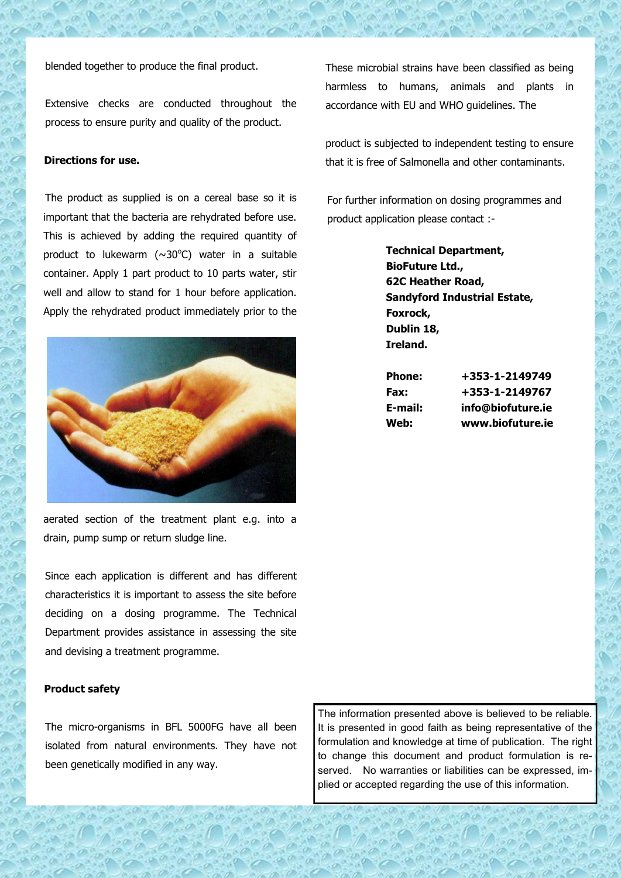blended together to produce the final product.

Extensive checks are conducted throughout the process to ensure purity and quality of the product.

**Directions for use.**

The product as supplied is on a cereal base so it is important that the bacteria are rehydrated before use. This is achieved by adding the required quantity of product to lukewarm (~30°C) water in a suitable container. Apply 1 part product to 10 parts water, stir well and allow to stand for 1 hour before application. Apply the rehydrated product immediately prior to the aerated section of the treatment plant e.g. into a drain, pump sump or return sludge line.

Since each application is different and has different characteristics it is important to assess the site before deciding on a dosing programme. The Technical Department provides assistance in assessing the site and devising a treatment programme.

**Product safety**

The micro-organisms in BFL 5000FG have all been isolated from natural environments. They have not been genetically modified in any way.

These microbial strains have been classified as being harmless to humans, animals and plants in accordance with EU and WHO guidelines. The product is subjected to independent testing to ensure that it is free of Salmonella and other contaminants.

For further information on dosing programmes and product application please contact :-

**Technical Department,**
**BioFuture Ltd.,**
**62C Heather Road,**
**Sandyford Industrial Estate,**
**Foxrock,**
**Dublin 18,**
**Ireland.**

| | |
|---|---|
| **Phone:** | **+353-1-2149749** |
| **Fax:** | **+353-1-2149767** |
| **E-mail:** | **info@biofuture.ie** |
| **Web:** | **www.biofuture.ie** |

The information presented above is believed to be reliable. It is presented in good faith as being representative of the formulation and knowledge at time of publication. The right to change this document and product formulation is reserved. No warranties or liabilities can be expressed, implied or accepted regarding the use of this information.